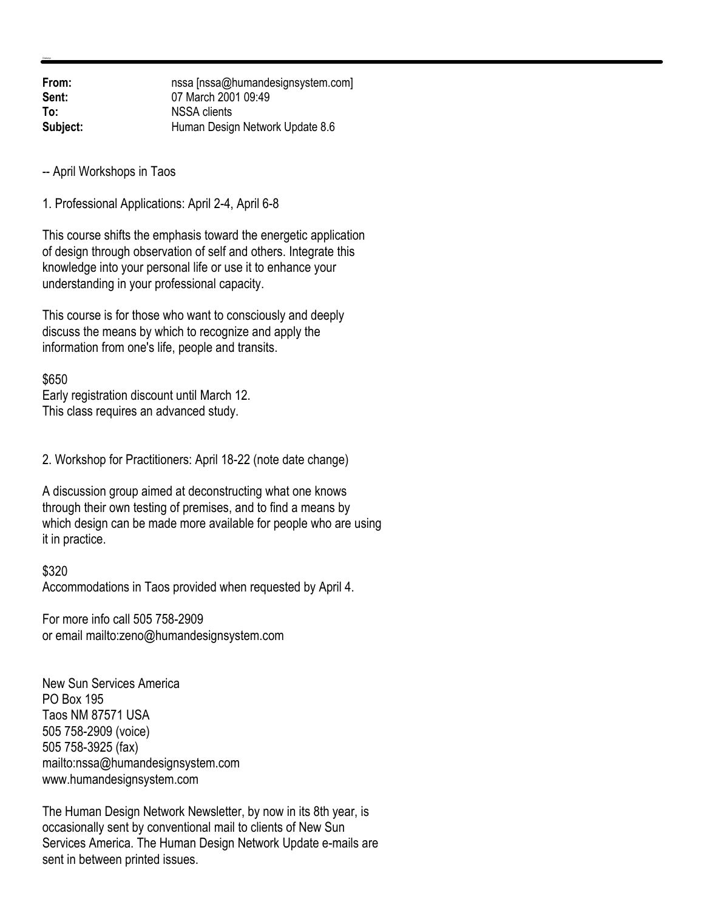**From:** nssa [nssa@humandesignsystem.com]
**Sent:** 07 March 2001 09:49
**To:** NSSA clients
**Subject:** Human Design Network Update 8.6

-- April Workshops in Taos

1. Professional Applications: April 2-4, April 6-8

This course shifts the emphasis toward the energetic application of design through observation of self and others. Integrate this knowledge into your personal life or use it to enhance your understanding in your professional capacity.

This course is for those who want to consciously and deeply discuss the means by which to recognize and apply the information from one's life, people and transits.

$650
Early registration discount until March 12.
This class requires an advanced study.

2. Workshop for Practitioners: April 18-22 (note date change)

A discussion group aimed at deconstructing what one knows through their own testing of premises, and to find a means by which design can be made more available for people who are using it in practice.

$320
Accommodations in Taos provided when requested by April 4.

For more info call 505 758-2909
or email mailto:zeno@humandesignsystem.com

New Sun Services America
PO Box 195
Taos NM 87571 USA
505 758-2909 (voice)
505 758-3925 (fax)
mailto:nssa@humandesignsystem.com
www.humandesignsystem.com

The Human Design Network Newsletter, by now in its 8th year, is occasionally sent by conventional mail to clients of New Sun Services America. The Human Design Network Update e-mails are sent in between printed issues.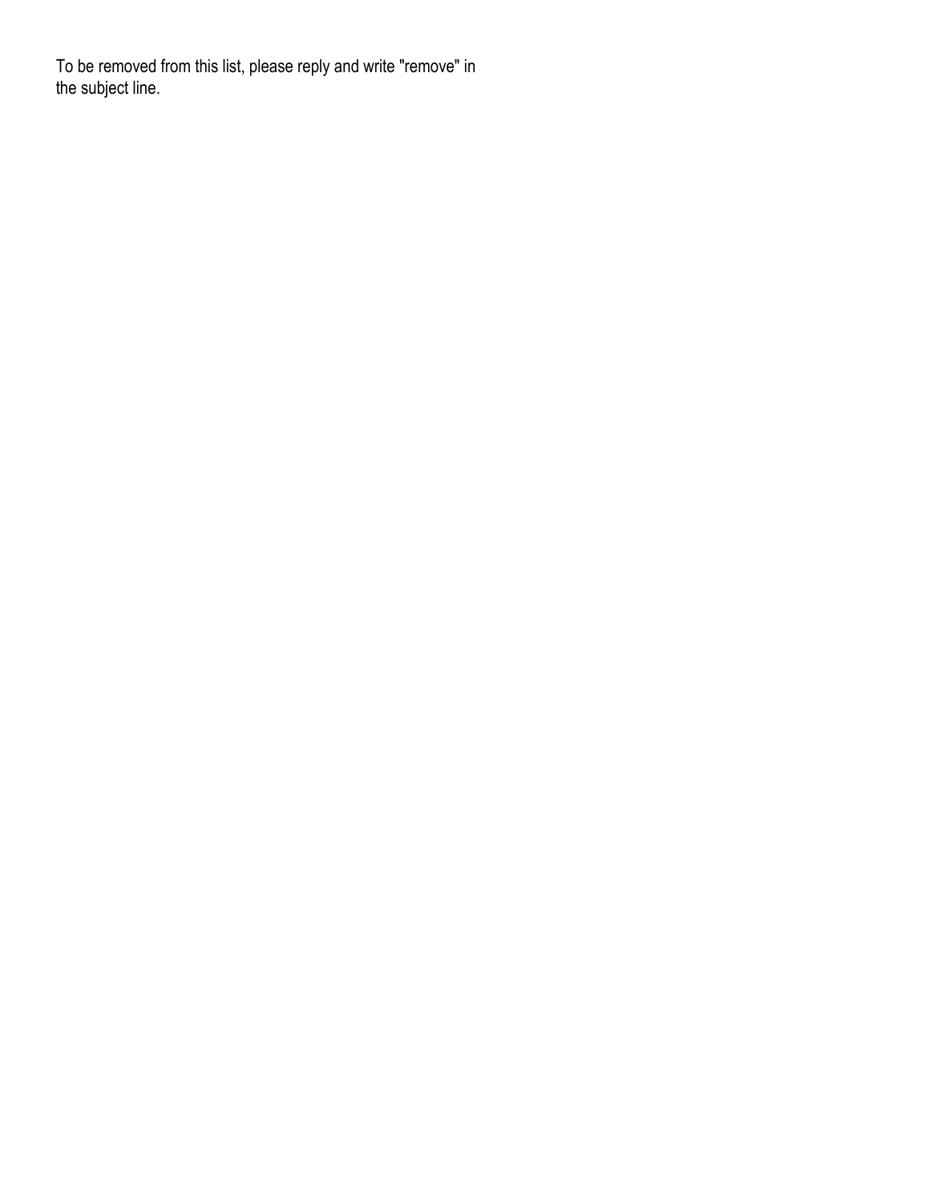To be removed from this list, please reply and write "remove" in the subject line.